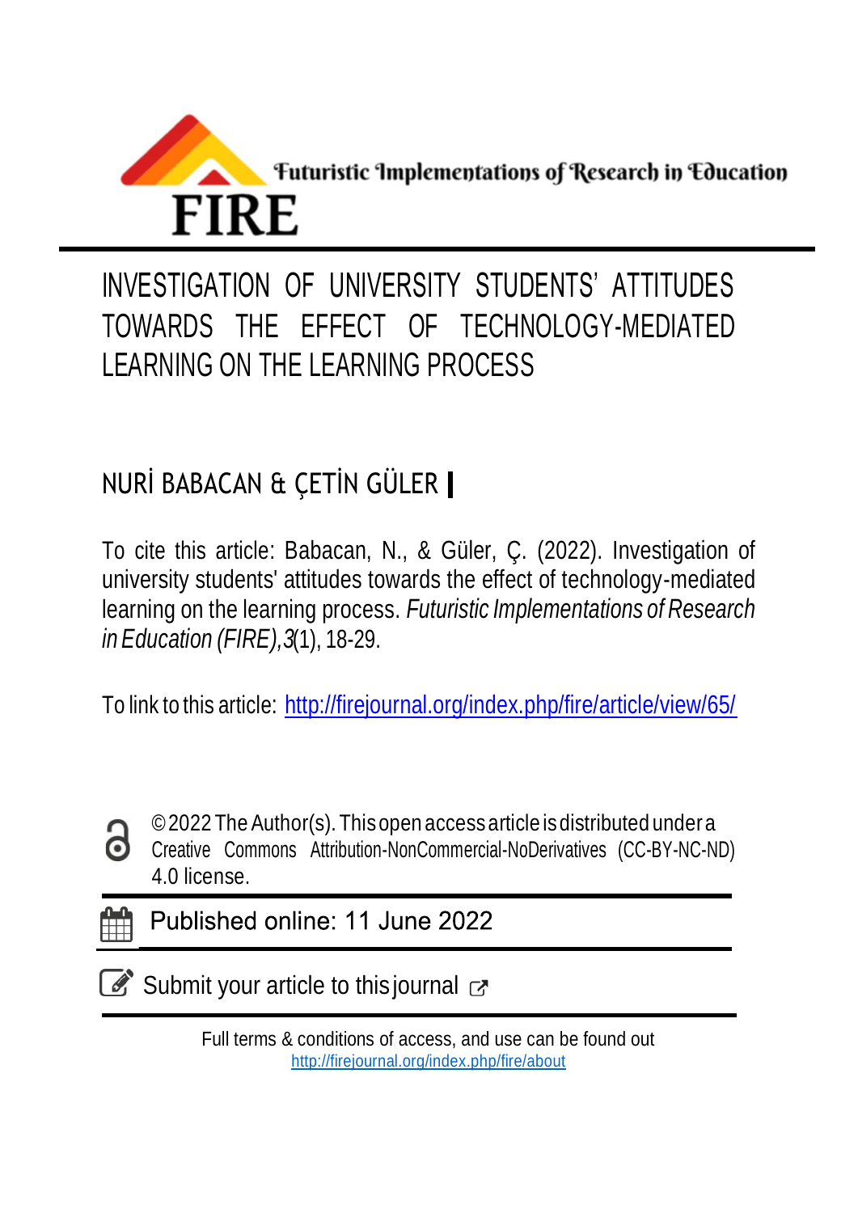Futuristic Implementations of Research in Education

FIRE

# INVESTIGATION OF UNIVERSITY STUDENTS' ATTITUDES TOWARDS THE EFFECT OF TECHNOLOGY-MEDIATED LEARNING ON THE LEARNING PROCESS

NURİ BABACAN & ÇETİN GÜLER

To cite this article: Babacan, N., & Güler, Ç. (2022). Investigation of university students' attitudes towards the effect of technology-mediated learning on the learning process. *Futuristic Implementations of Research in Education (FIRE), 3*(1), 18-29.

To link to this article: http://firejournal.org/index.php/fire/article/view/65/

© 2022 The Author(s). This open access article is distributed under a Creative Commons Attribution-NonCommercial-NoDerivatives (CC-BY-NC-ND) 4.0 license.

Published online: 11 June 2022

Submit your article to this journal

Full terms & conditions of access, and use can be found out http://firejournal.org/index.php/fire/about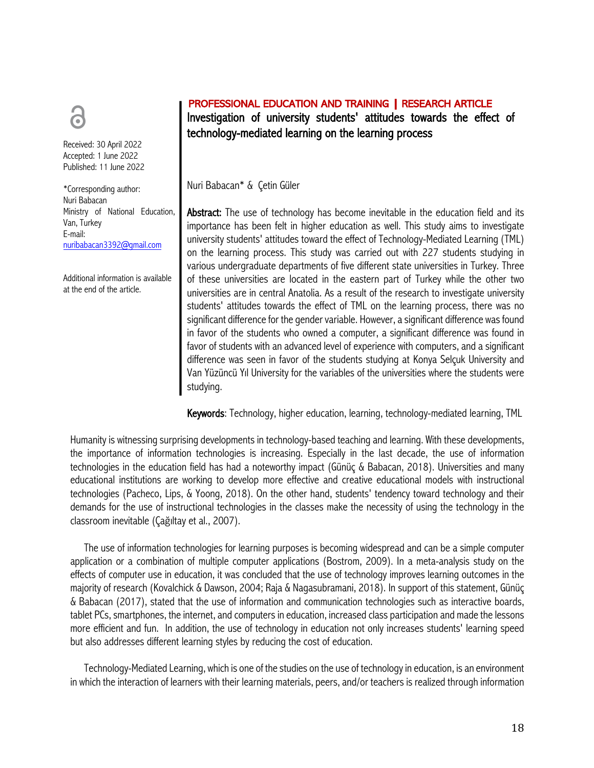PROFESSIONAL EDUCATION AND TRAINING | RESEARCH ARTICLE

# Investigation of university students' attitudes towards the effect of technology-mediated learning on the learning process

Received: 30 April 2022
Accepted: 1 June 2022
Published: 11 June 2022

*Corresponding author:
Nuri Babacan
Ministry of National Education, Van, Turkey
E-mail: nuribabacan3392@gmail.com

Additional information is available at the end of the article.

Nuri Babacan* & Çetin Güler

**Abstract:** The use of technology has become inevitable in the education field and its importance has been felt in higher education as well. This study aims to investigate university students' attitudes toward the effect of Technology-Mediated Learning (TML) on the learning process. This study was carried out with 227 students studying in various undergraduate departments of five different state universities in Turkey. Three of these universities are located in the eastern part of Turkey while the other two universities are in central Anatolia. As a result of the research to investigate university students' attitudes towards the effect of TML on the learning process, there was no significant difference for the gender variable. However, a significant difference was found in favor of the students who owned a computer, a significant difference was found in favor of students with an advanced level of experience with computers, and a significant difference was seen in favor of the students studying at Konya Selçuk University and Van Yüzüncü Yıl University for the variables of the universities where the students were studying.

**Keywords**: Technology, higher education, learning, technology-mediated learning, TML

Humanity is witnessing surprising developments in technology-based teaching and learning. With these developments, the importance of information technologies is increasing. Especially in the last decade, the use of information technologies in the education field has had a noteworthy impact (Günüç & Babacan, 2018). Universities and many educational institutions are working to develop more effective and creative educational models with instructional technologies (Pacheco, Lips, & Yoong, 2018). On the other hand, students' tendency toward technology and their demands for the use of instructional technologies in the classes make the necessity of using the technology in the classroom inevitable (Çağıltay et al., 2007).

The use of information technologies for learning purposes is becoming widespread and can be a simple computer application or a combination of multiple computer applications (Bostrom, 2009). In a meta-analysis study on the effects of computer use in education, it was concluded that the use of technology improves learning outcomes in the majority of research (Kovalchick & Dawson, 2004; Raja & Nagasubramani, 2018). In support of this statement, Günüç & Babacan (2017), stated that the use of information and communication technologies such as interactive boards, tablet PCs, smartphones, the internet, and computers in education, increased class participation and made the lessons more efficient and fun. In addition, the use of technology in education not only increases students' learning speed but also addresses different learning styles by reducing the cost of education.

Technology-Mediated Learning, which is one of the studies on the use of technology in education, is an environment in which the interaction of learners with their learning materials, peers, and/or teachers is realized through information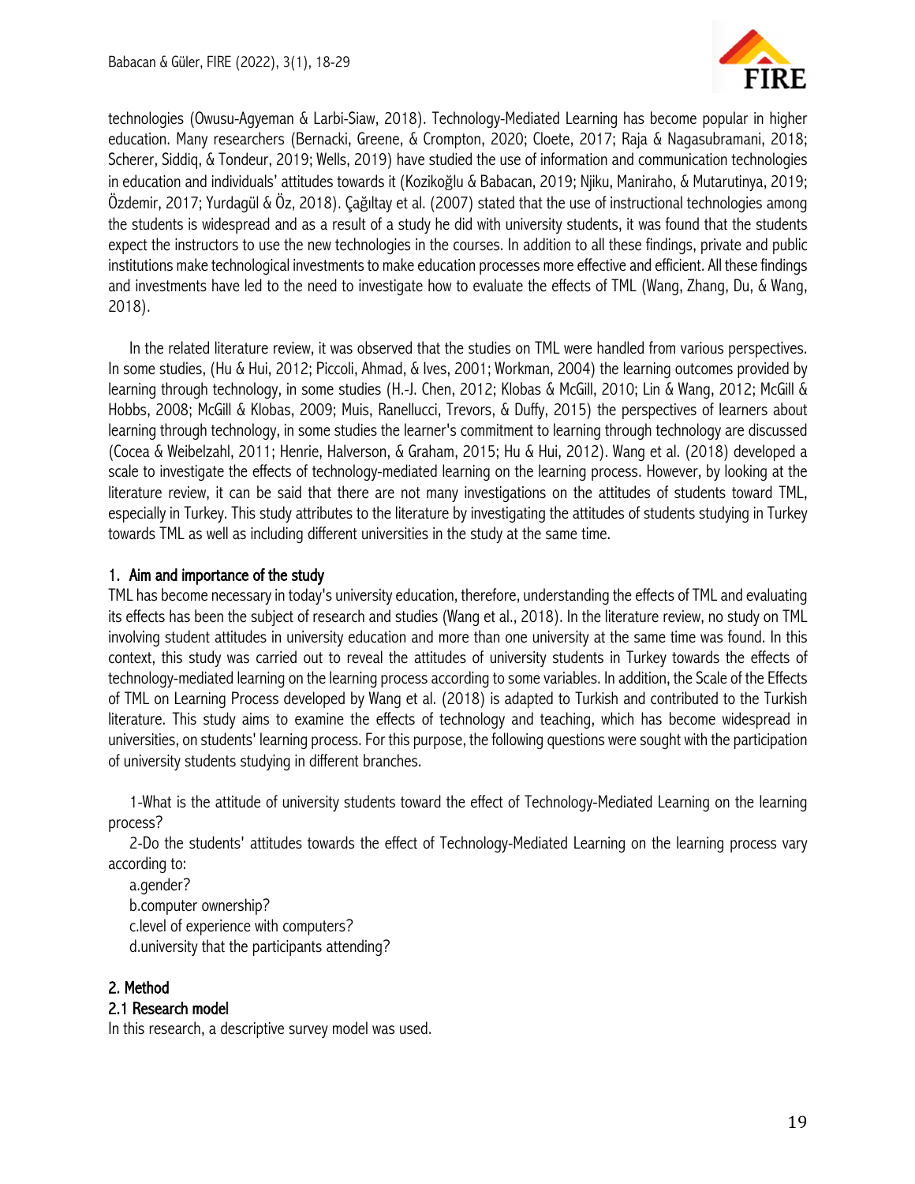technologies (Owusu-Agyeman & Larbi-Siaw, 2018). Technology-Mediated Learning has become popular in higher education. Many researchers (Bernacki, Greene, & Crompton, 2020; Cloete, 2017; Raja & Nagasubramani, 2018; Scherer, Siddiq, & Tondeur, 2019; Wells, 2019) have studied the use of information and communication technologies in education and individuals' attitudes towards it (Kozikoğlu & Babacan, 2019; Njiku, Maniraho, & Mutarutinya, 2019; Özdemir, 2017; Yurdagül & Öz, 2018). Çağıltay et al. (2007) stated that the use of instructional technologies among the students is widespread and as a result of a study he did with university students, it was found that the students expect the instructors to use the new technologies in the courses. In addition to all these findings, private and public institutions make technological investments to make education processes more effective and efficient. All these findings and investments have led to the need to investigate how to evaluate the effects of TML (Wang, Zhang, Du, & Wang, 2018).

In the related literature review, it was observed that the studies on TML were handled from various perspectives. In some studies, (Hu & Hui, 2012; Piccoli, Ahmad, & Ives, 2001; Workman, 2004) the learning outcomes provided by learning through technology, in some studies (H.-J. Chen, 2012; Klobas & McGill, 2010; Lin & Wang, 2012; McGill & Hobbs, 2008; McGill & Klobas, 2009; Muis, Ranellucci, Trevors, & Duffy, 2015) the perspectives of learners about learning through technology, in some studies the learner's commitment to learning through technology are discussed (Cocea & Weibelzahl, 2011; Henrie, Halverson, & Graham, 2015; Hu & Hui, 2012). Wang et al. (2018) developed a scale to investigate the effects of technology-mediated learning on the learning process. However, by looking at the literature review, it can be said that there are not many investigations on the attitudes of students toward TML, especially in Turkey. This study attributes to the literature by investigating the attitudes of students studying in Turkey towards TML as well as including different universities in the study at the same time.

## 1. Aim and importance of the study

TML has become necessary in today's university education, therefore, understanding the effects of TML and evaluating its effects has been the subject of research and studies (Wang et al., 2018). In the literature review, no study on TML involving student attitudes in university education and more than one university at the same time was found. In this context, this study was carried out to reveal the attitudes of university students in Turkey towards the effects of technology-mediated learning on the learning process according to some variables. In addition, the Scale of the Effects of TML on Learning Process developed by Wang et al. (2018) is adapted to Turkish and contributed to the Turkish literature. This study aims to examine the effects of technology and teaching, which has become widespread in universities, on students' learning process. For this purpose, the following questions were sought with the participation of university students studying in different branches.

1-What is the attitude of university students toward the effect of Technology-Mediated Learning on the learning process?

2-Do the students' attitudes towards the effect of Technology-Mediated Learning on the learning process vary according to:

a.gender?

b.computer ownership?

c.level of experience with computers?

d.university that the participants attending?

## 2. Method

### 2.1 Research model

In this research, a descriptive survey model was used.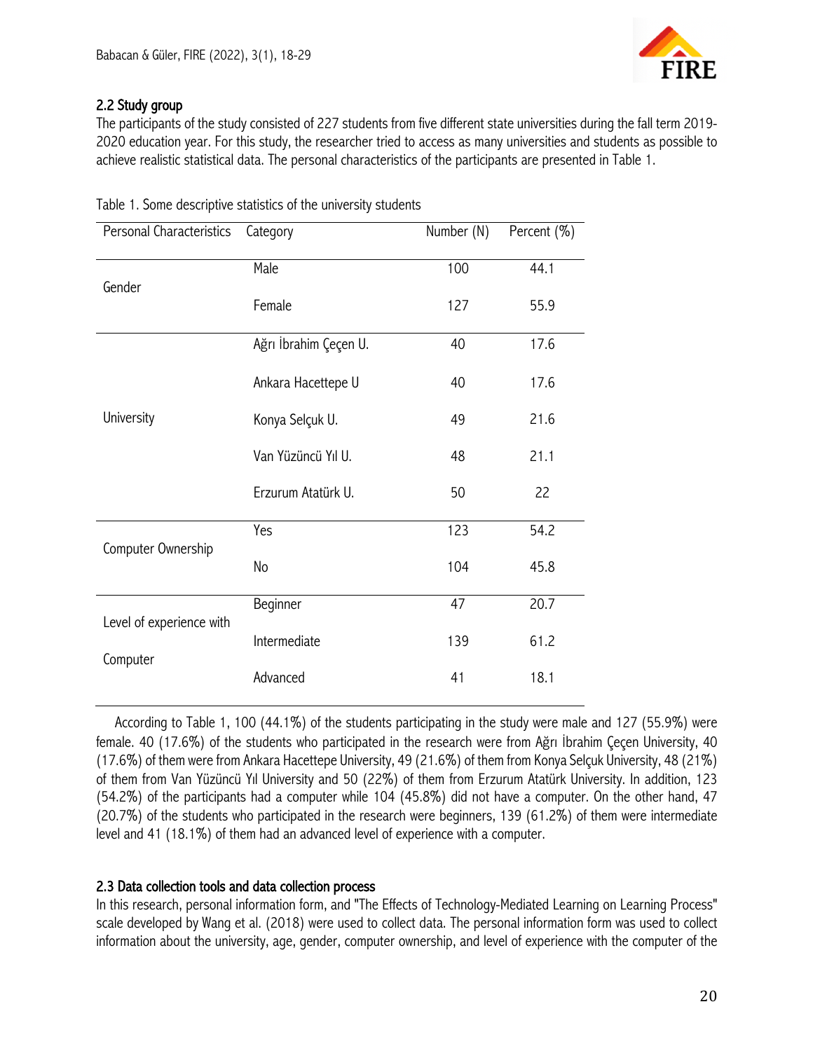### 2.2 Study group

The participants of the study consisted of 227 students from five different state universities during the fall term 2019-2020 education year. For this study, the researcher tried to access as many universities and students as possible to achieve realistic statistical data. The personal characteristics of the participants are presented in Table 1.

Table 1. Some descriptive statistics of the university students

| Personal Characteristics | Category | Number (N) | Percent (%) |
|---|---|---|---|
| Gender | Male | 100 | 44.1 |
| | Female | 127 | 55.9 |
| University | Ağrı İbrahim Çeçen U. | 40 | 17.6 |
| | Ankara Hacettepe U | 40 | 17.6 |
| | Konya Selçuk U. | 49 | 21.6 |
| | Van Yüzüncü Yıl U. | 48 | 21.1 |
| | Erzurum Atatürk U. | 50 | 22 |
| Computer Ownership | Yes | 123 | 54.2 |
| | No | 104 | 45.8 |
| Level of experience with Computer | Beginner | 47 | 20.7 |
| | Intermediate | 139 | 61.2 |
| | Advanced | 41 | 18.1 |

According to Table 1, 100 (44.1%) of the students participating in the study were male and 127 (55.9%) were female. 40 (17.6%) of the students who participated in the research were from Ağrı İbrahim Çeçen University, 40 (17.6%) of them were from Ankara Hacettepe University, 49 (21.6%) of them from Konya Selçuk University, 48 (21%) of them from Van Yüzüncü Yıl University and 50 (22%) of them from Erzurum Atatürk University. In addition, 123 (54.2%) of the participants had a computer while 104 (45.8%) did not have a computer. On the other hand, 47 (20.7%) of the students who participated in the research were beginners, 139 (61.2%) of them were intermediate level and 41 (18.1%) of them had an advanced level of experience with a computer.

### 2.3 Data collection tools and data collection process

In this research, personal information form, and "The Effects of Technology-Mediated Learning on Learning Process" scale developed by Wang et al. (2018) were used to collect data. The personal information form was used to collect information about the university, age, gender, computer ownership, and level of experience with the computer of the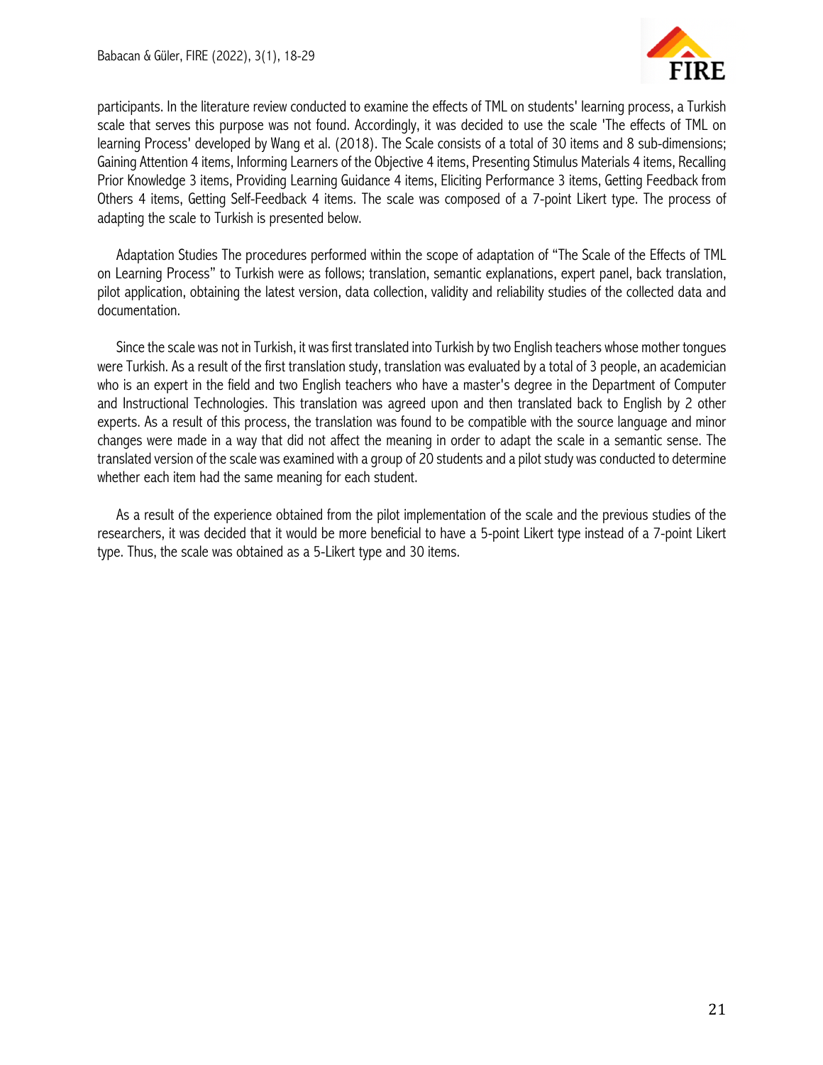participants. In the literature review conducted to examine the effects of TML on students' learning process, a Turkish scale that serves this purpose was not found. Accordingly, it was decided to use the scale 'The effects of TML on learning Process' developed by Wang et al. (2018). The Scale consists of a total of 30 items and 8 sub-dimensions; Gaining Attention 4 items, Informing Learners of the Objective 4 items, Presenting Stimulus Materials 4 items, Recalling Prior Knowledge 3 items, Providing Learning Guidance 4 items, Eliciting Performance 3 items, Getting Feedback from Others 4 items, Getting Self-Feedback 4 items. The scale was composed of a 7-point Likert type. The process of adapting the scale to Turkish is presented below.

Adaptation Studies The procedures performed within the scope of adaptation of "The Scale of the Effects of TML on Learning Process" to Turkish were as follows; translation, semantic explanations, expert panel, back translation, pilot application, obtaining the latest version, data collection, validity and reliability studies of the collected data and documentation.

Since the scale was not in Turkish, it was first translated into Turkish by two English teachers whose mother tongues were Turkish. As a result of the first translation study, translation was evaluated by a total of 3 people, an academician who is an expert in the field and two English teachers who have a master's degree in the Department of Computer and Instructional Technologies. This translation was agreed upon and then translated back to English by 2 other experts. As a result of this process, the translation was found to be compatible with the source language and minor changes were made in a way that did not affect the meaning in order to adapt the scale in a semantic sense. The translated version of the scale was examined with a group of 20 students and a pilot study was conducted to determine whether each item had the same meaning for each student.

As a result of the experience obtained from the pilot implementation of the scale and the previous studies of the researchers, it was decided that it would be more beneficial to have a 5-point Likert type instead of a 7-point Likert type. Thus, the scale was obtained as a 5-Likert type and 30 items.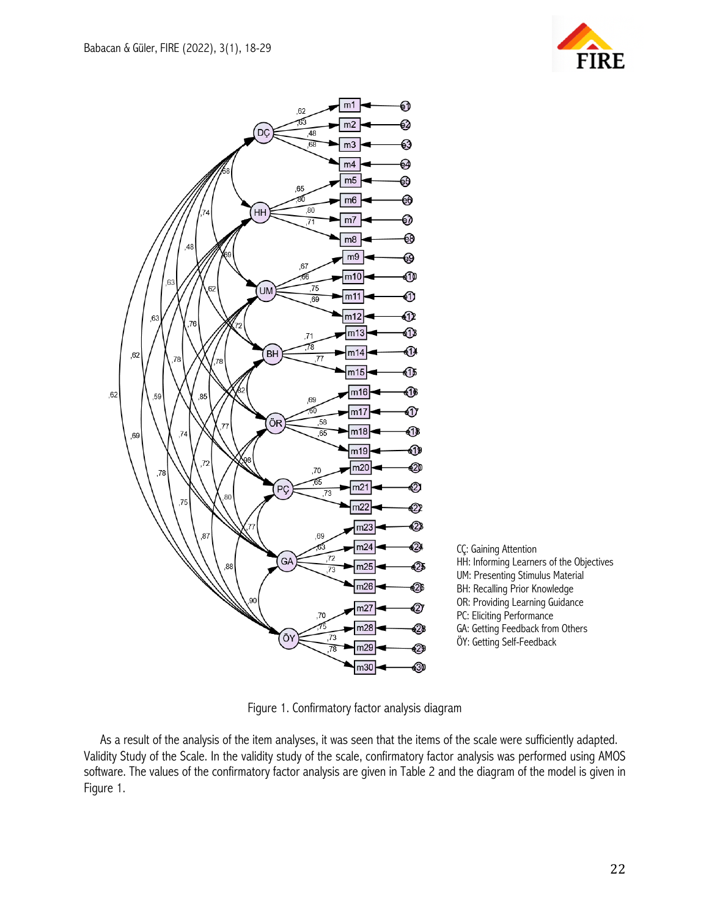ÇÇ: Gaining Attention
HH: Informing Learners of the Objectives
UM: Presenting Stimulus Material
BH: Recalling Prior Knowledge
OR: Providing Learning Guidance
PC: Eliciting Performance
GA: Getting Feedback from Others
ÖY: Getting Self-Feedback

Figure 1. Confirmatory factor analysis diagram

As a result of the analysis of the item analyses, it was seen that the items of the scale were sufficiently adapted. Validity Study of the Scale. In the validity study of the scale, confirmatory factor analysis was performed using AMOS software. The values of the confirmatory factor analysis are given in Table 2 and the diagram of the model is given in Figure 1.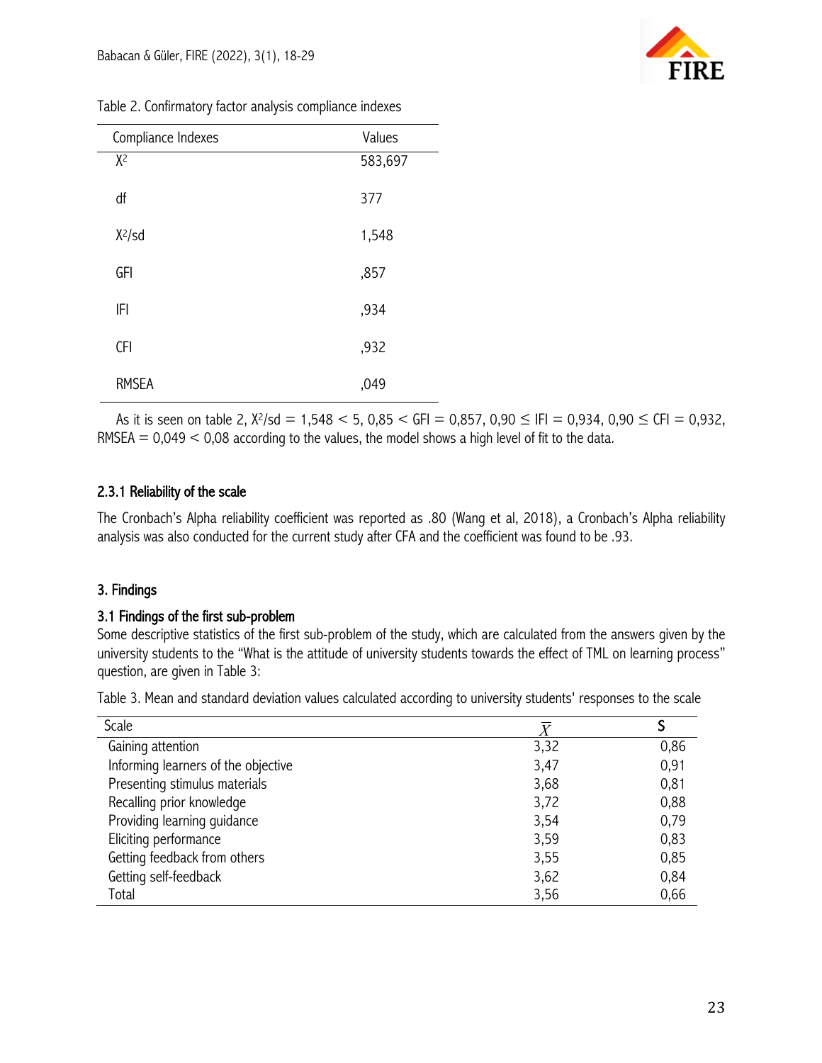Table 2. Confirmatory factor analysis compliance indexes

| Compliance Indexes | Values |
|---|---|
| $X^2$ | 583,697 |
| df | 377 |
| $X^2$/sd | 1,548 |
| GFI | ,857 |
| IFI | ,934 |
| CFI | ,932 |
| RMSEA | ,049 |

As it is seen on table 2, $X^2/sd = 1{,}548 < 5$, $0{,}85 < GFI = 0{,}857$, $0{,}90 \leq IFI = 0{,}934$, $0{,}90 \leq CFI = 0{,}932$, $RMSEA = 0{,}049 < 0{,}08$ according to the values, the model shows a high level of fit to the data.

#### 2.3.1 Reliability of the scale

The Cronbach's Alpha reliability coefficient was reported as .80 (Wang et al, 2018), a Cronbach's Alpha reliability analysis was also conducted for the current study after CFA and the coefficient was found to be .93.

## 3. Findings

### 3.1 Findings of the first sub-problem

Some descriptive statistics of the first sub-problem of the study, which are calculated from the answers given by the university students to the "What is the attitude of university students towards the effect of TML on learning process" question, are given in Table 3:

Table 3. Mean and standard deviation values calculated according to university students' responses to the scale

| Scale | $\bar{X}$ | S |
|---|---|---|
| Gaining attention | 3,32 | 0,86 |
| Informing learners of the objective | 3,47 | 0,91 |
| Presenting stimulus materials | 3,68 | 0,81 |
| Recalling prior knowledge | 3,72 | 0,88 |
| Providing learning guidance | 3,54 | 0,79 |
| Eliciting performance | 3,59 | 0,83 |
| Getting feedback from others | 3,55 | 0,85 |
| Getting self-feedback | 3,62 | 0,84 |
| Total | 3,56 | 0,66 |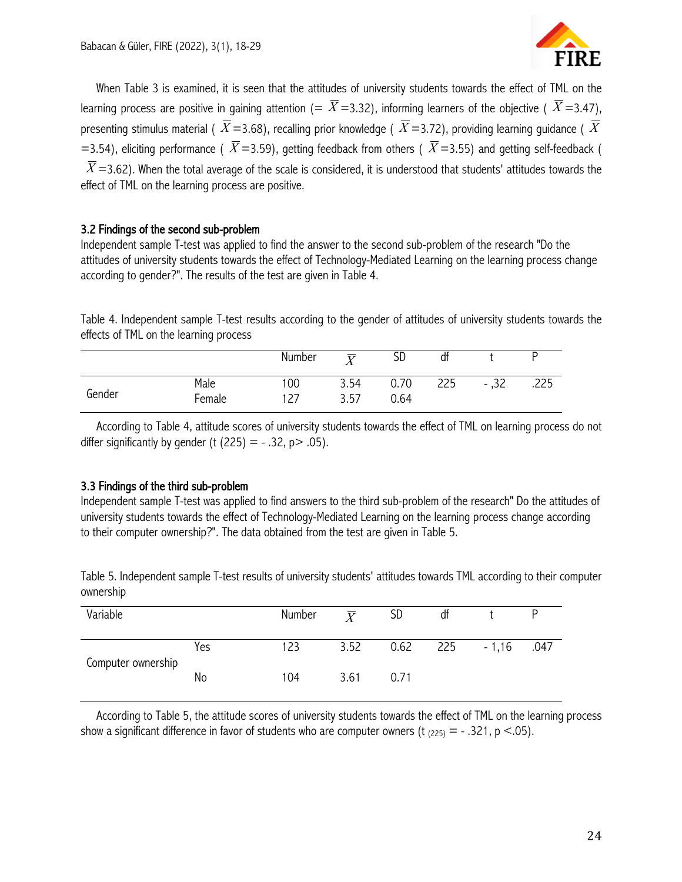When Table 3 is examined, it is seen that the attitudes of university students towards the effect of TML on the learning process are positive in gaining attention (= $\overline{X}$=3.32), informing learners of the objective ( $\overline{X}$=3.47), presenting stimulus material ( $\overline{X}$=3.68), recalling prior knowledge ( $\overline{X}$=3.72), providing learning guidance ( $\overline{X}$=3.54), eliciting performance ( $\overline{X}$=3.59), getting feedback from others ( $\overline{X}$=3.55) and getting self-feedback ( $\overline{X}$=3.62). When the total average of the scale is considered, it is understood that students' attitudes towards the effect of TML on the learning process are positive.

### 3.2 Findings of the second sub-problem

Independent sample T-test was applied to find the answer to the second sub-problem of the research "Do the attitudes of university students towards the effect of Technology-Mediated Learning on the learning process change according to gender?". The results of the test are given in Table 4.

Table 4. Independent sample T-test results according to the gender of attitudes of university students towards the effects of TML on the learning process

| | | Number | $\overline{X}$ | SD | df | t | P |
|---|---|---|---|---|---|---|---|
| Gender | Male | 100 | 3.54 | 0.70 | 225 | - ,32 | .225 |
| | Female | 127 | 3.57 | 0.64 | | | |

According to Table 4, attitude scores of university students towards the effect of TML on learning process do not differ significantly by gender ($t(225) = -.32$, $p > .05$).

### 3.3 Findings of the third sub-problem

Independent sample T-test was applied to find answers to the third sub-problem of the research" Do the attitudes of university students towards the effect of Technology-Mediated Learning on the learning process change according to their computer ownership?". The data obtained from the test are given in Table 5.

Table 5. Independent sample T-test results of university students' attitudes towards TML according to their computer ownership

| Variable | | Number | $\overline{X}$ | SD | df | t | P |
|---|---|---|---|---|---|---|---|
| Computer ownership | Yes | 123 | 3.52 | 0.62 | 225 | - 1,16 | .047 |
| | No | 104 | 3.61 | 0.71 | | | |

According to Table 5, the attitude scores of university students towards the effect of TML on the learning process show a significant difference in favor of students who are computer owners ($t_{(225)} = -.321$, $p < .05$).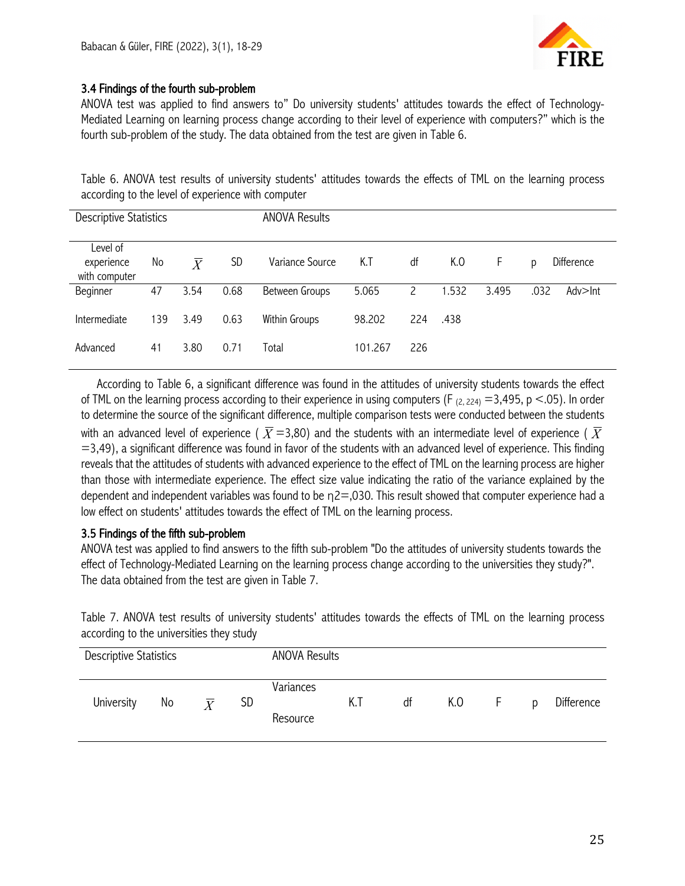### 3.4 Findings of the fourth sub-problem

ANOVA test was applied to find answers to" Do university students' attitudes towards the effect of Technology-Mediated Learning on learning process change according to their level of experience with computers?" which is the fourth sub-problem of the study. The data obtained from the test are given in Table 6.

Table 6. ANOVA test results of university students' attitudes towards the effects of TML on the learning process according to the level of experience with computer

| Descriptive Statistics | | | | ANOVA Results | | | | | | |
|---|---|---|---|---|---|---|---|---|---|---|
| Level of experience with computer | No | $\overline{X}$ | SD | Variance Source | K.T | df | K.O | F | p | Difference |
| Beginner | 47 | 3.54 | 0.68 | Between Groups | 5.065 | 2 | 1.532 | 3.495 | .032 | Adv>Int |
| Intermediate | 139 | 3.49 | 0.63 | Within Groups | 98.202 | 224 | .438 | | | |
| Advanced | 41 | 3.80 | 0.71 | Total | 101.267 | 226 | | | | |

According to Table 6, a significant difference was found in the attitudes of university students towards the effect of TML on the learning process according to their experience in using computers ($F_{(2, 224)}$ =3,495, $p$ <.05). In order to determine the source of the significant difference, multiple comparison tests were conducted between the students with an advanced level of experience ( $\overline{X}$ =3,80) and the students with an intermediate level of experience ( $\overline{X}$ =3,49), a significant difference was found in favor of the students with an advanced level of experience. This finding reveals that the attitudes of students with advanced experience to the effect of TML on the learning process are higher than those with intermediate experience. The effect size value indicating the ratio of the variance explained by the dependent and independent variables was found to be $\eta 2$=,030. This result showed that computer experience had a low effect on students' attitudes towards the effect of TML on the learning process.

### 3.5 Findings of the fifth sub-problem

ANOVA test was applied to find answers to the fifth sub-problem "Do the attitudes of university students towards the effect of Technology-Mediated Learning on the learning process change according to the universities they study?". The data obtained from the test are given in Table 7.

Table 7. ANOVA test results of university students' attitudes towards the effects of TML on the learning process according to the universities they study

| Descriptive Statistics | | | | ANOVA Results | | | | | | |
|---|---|---|---|---|---|---|---|---|---|---|
| University | No | $\overline{X}$ | SD | Variances Resource | K.T | df | K.O | F | p | Difference |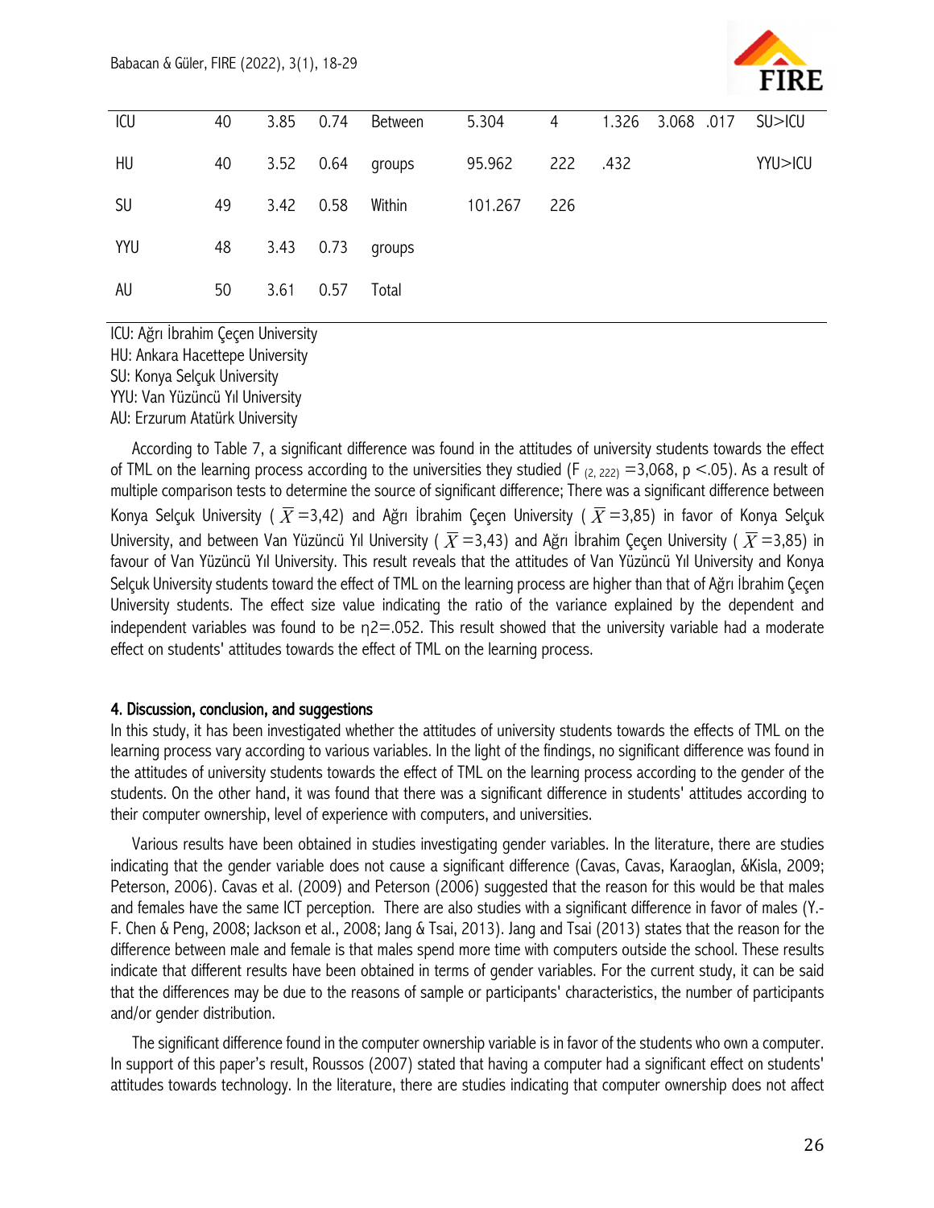| | | | | | | | | | | |
|---|---|---|---|---|---|---|---|---|---|---|
| ICU | 40 | 3.85 | 0.74 | Between | 5.304 | 4 | 1.326 | 3.068 | .017 | SU>ICU |
| HU | 40 | 3.52 | 0.64 | groups | 95.962 | 222 | .432 | | | YYU>ICU |
| SU | 49 | 3.42 | 0.58 | Within | 101.267 | 226 | | | | |
| YYU | 48 | 3.43 | 0.73 | groups | | | | | | |
| AU | 50 | 3.61 | 0.57 | Total | | | | | | |

ICU: Ağrı İbrahim Çeçen University
HU: Ankara Hacettepe University
SU: Konya Selçuk University
YYU: Van Yüzüncü Yıl University
AU: Erzurum Atatürk University

According to Table 7, a significant difference was found in the attitudes of university students towards the effect of TML on the learning process according to the universities they studied ($F_{(2, 222)}$ =3,068, $p$ <.05). As a result of multiple comparison tests to determine the source of significant difference; There was a significant difference between Konya Selçuk University ( $\overline{X}$ =3,42) and Ağrı İbrahim Çeçen University ( $\overline{X}$ =3,85) in favor of Konya Selçuk University, and between Van Yüzüncü Yıl University ( $\overline{X}$ =3,43) and Ağrı İbrahim Çeçen University ( $\overline{X}$ =3,85) in favour of Van Yüzüncü Yıl University. This result reveals that the attitudes of Van Yüzüncü Yıl University and Konya Selçuk University students toward the effect of TML on the learning process are higher than that of Ağrı İbrahim Çeçen University students. The effect size value indicating the ratio of the variance explained by the dependent and independent variables was found to be $\eta 2$=.052. This result showed that the university variable had a moderate effect on students' attitudes towards the effect of TML on the learning process.

## 4. Discussion, conclusion, and suggestions

In this study, it has been investigated whether the attitudes of university students towards the effects of TML on the learning process vary according to various variables. In the light of the findings, no significant difference was found in the attitudes of university students towards the effect of TML on the learning process according to the gender of the students. On the other hand, it was found that there was a significant difference in students' attitudes according to their computer ownership, level of experience with computers, and universities.

Various results have been obtained in studies investigating gender variables. In the literature, there are studies indicating that the gender variable does not cause a significant difference (Cavas, Cavas, Karaoglan, &Kisla, 2009; Peterson, 2006). Cavas et al. (2009) and Peterson (2006) suggested that the reason for this would be that males and females have the same ICT perception. There are also studies with a significant difference in favor of males (Y.-F. Chen & Peng, 2008; Jackson et al., 2008; Jang & Tsai, 2013). Jang and Tsai (2013) states that the reason for the difference between male and female is that males spend more time with computers outside the school. These results indicate that different results have been obtained in terms of gender variables. For the current study, it can be said that the differences may be due to the reasons of sample or participants' characteristics, the number of participants and/or gender distribution.

The significant difference found in the computer ownership variable is in favor of the students who own a computer. In support of this paper's result, Roussos (2007) stated that having a computer had a significant effect on students' attitudes towards technology. In the literature, there are studies indicating that computer ownership does not affect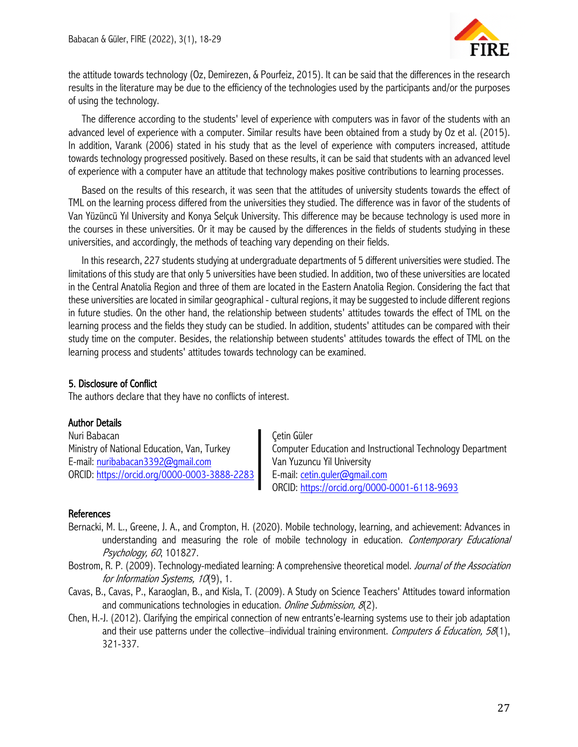the attitude towards technology (Oz, Demirezen, & Pourfeiz, 2015). It can be said that the differences in the research results in the literature may be due to the efficiency of the technologies used by the participants and/or the purposes of using the technology.

The difference according to the students' level of experience with computers was in favor of the students with an advanced level of experience with a computer. Similar results have been obtained from a study by Oz et al. (2015). In addition, Varank (2006) stated in his study that as the level of experience with computers increased, attitude towards technology progressed positively. Based on these results, it can be said that students with an advanced level of experience with a computer have an attitude that technology makes positive contributions to learning processes.

Based on the results of this research, it was seen that the attitudes of university students towards the effect of TML on the learning process differed from the universities they studied. The difference was in favor of the students of Van Yüzüncü Yıl University and Konya Selçuk University. This difference may be because technology is used more in the courses in these universities. Or it may be caused by the differences in the fields of students studying in these universities, and accordingly, the methods of teaching vary depending on their fields.

In this research, 227 students studying at undergraduate departments of 5 different universities were studied. The limitations of this study are that only 5 universities have been studied. In addition, two of these universities are located in the Central Anatolia Region and three of them are located in the Eastern Anatolia Region. Considering the fact that these universities are located in similar geographical - cultural regions, it may be suggested to include different regions in future studies. On the other hand, the relationship between students' attitudes towards the effect of TML on the learning process and the fields they study can be studied. In addition, students' attitudes can be compared with their study time on the computer. Besides, the relationship between students' attitudes towards the effect of TML on the learning process and students' attitudes towards technology can be examined.

## 5. Disclosure of Conflict

The authors declare that they have no conflicts of interest.

## Author Details

Nuri Babacan
Ministry of National Education, Van, Turkey
E-mail: nuribabacan3392@gmail.com
ORCID: https://orcid.org/0000-0003-3888-2283

Çetin Güler
Computer Education and Instructional Technology Department
Van Yuzuncu Yil University
E-mail: cetin.guler@gmail.com
ORCID: https://orcid.org/0000-0001-6118-9693

## References

Bernacki, M. L., Greene, J. A., and Crompton, H. (2020). Mobile technology, learning, and achievement: Advances in understanding and measuring the role of mobile technology in education. *Contemporary Educational Psychology, 60*, 101827.

Bostrom, R. P. (2009). Technology-mediated learning: A comprehensive theoretical model. *Journal of the Association for Information Systems, 10*(9), 1.

Cavas, B., Cavas, P., Karaoglan, B., and Kisla, T. (2009). A Study on Science Teachers' Attitudes toward information and communications technologies in education. *Online Submission, 8*(2).

Chen, H.-J. (2012). Clarifying the empirical connection of new entrants'e-learning systems use to their job adaptation and their use patterns under the collective–individual training environment. *Computers & Education, 58*(1), 321-337.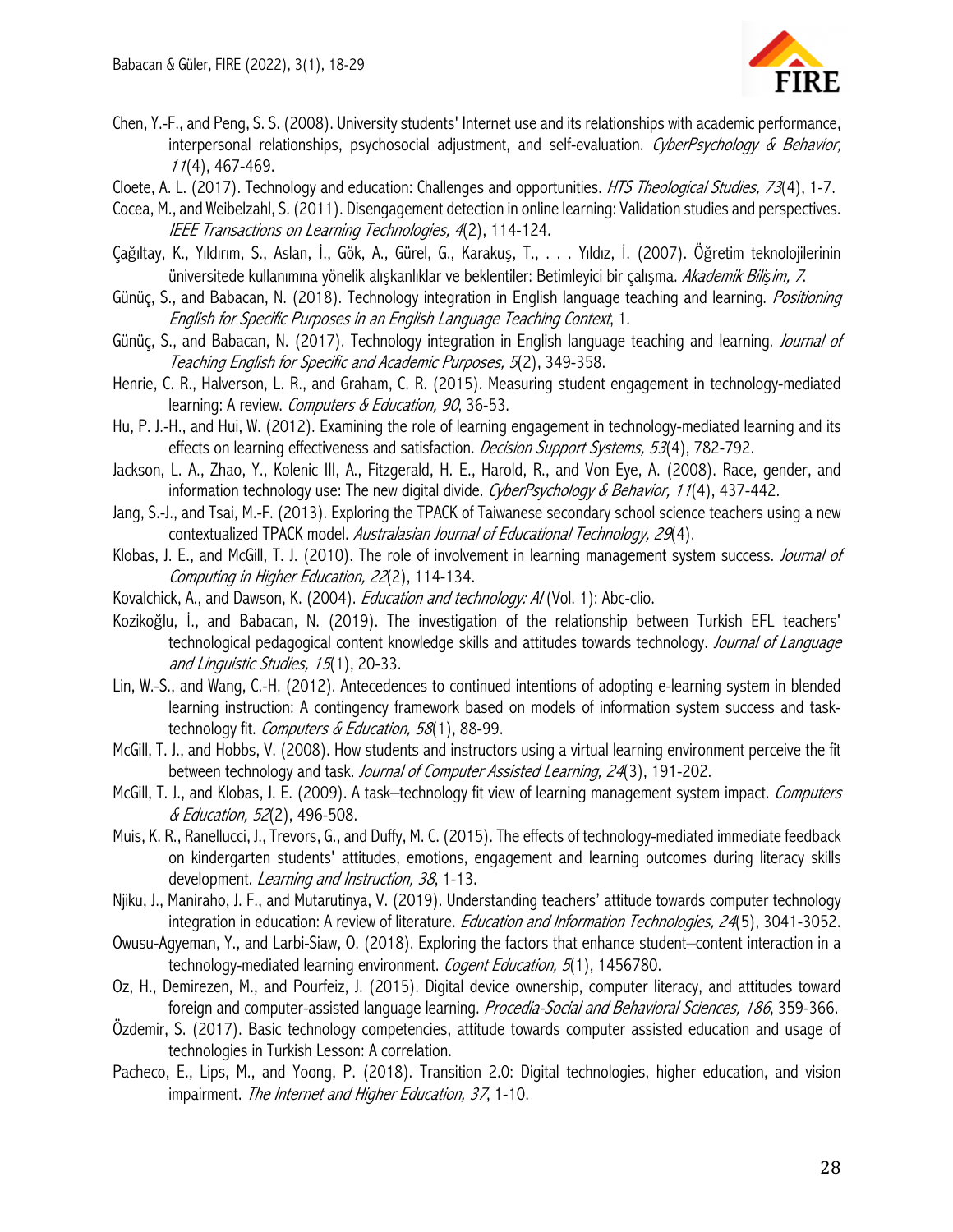Chen, Y.-F., and Peng, S. S. (2008). University students' Internet use and its relationships with academic performance, interpersonal relationships, psychosocial adjustment, and self-evaluation. *CyberPsychology & Behavior, 11*(4), 467-469.

Cloete, A. L. (2017). Technology and education: Challenges and opportunities. *HTS Theological Studies, 73*(4), 1-7.

Cocea, M., and Weibelzahl, S. (2011). Disengagement detection in online learning: Validation studies and perspectives. *IEEE Transactions on Learning Technologies, 4*(2), 114-124.

Çağıltay, K., Yıldırım, S., Aslan, İ., Gök, A., Gürel, G., Karakuş, T., . . . Yıldız, İ. (2007). Öğretim teknolojilerinin üniversitede kullanımına yönelik alışkanlıklar ve beklentiler: Betimleyici bir çalışma. *Akademik Bilişim, 7*.

Günüç, S., and Babacan, N. (2018). Technology integration in English language teaching and learning. *Positioning English for Specific Purposes in an English Language Teaching Context*, 1.

Günüç, S., and Babacan, N. (2017). Technology integration in English language teaching and learning. *Journal of Teaching English for Specific and Academic Purposes, 5*(2), 349-358.

Henrie, C. R., Halverson, L. R., and Graham, C. R. (2015). Measuring student engagement in technology-mediated learning: A review. *Computers & Education, 90*, 36-53.

Hu, P. J.-H., and Hui, W. (2012). Examining the role of learning engagement in technology-mediated learning and its effects on learning effectiveness and satisfaction. *Decision Support Systems, 53*(4), 782-792.

Jackson, L. A., Zhao, Y., Kolenic III, A., Fitzgerald, H. E., Harold, R., and Von Eye, A. (2008). Race, gender, and information technology use: The new digital divide. *CyberPsychology & Behavior, 11*(4), 437-442.

Jang, S.-J., and Tsai, M.-F. (2013). Exploring the TPACK of Taiwanese secondary school science teachers using a new contextualized TPACK model. *Australasian Journal of Educational Technology, 29*(4).

Klobas, J. E., and McGill, T. J. (2010). The role of involvement in learning management system success. *Journal of Computing in Higher Education, 22*(2), 114-134.

Kovalchick, A., and Dawson, K. (2004). *Education and technology: AI* (Vol. 1): Abc-clio.

Kozikoğlu, İ., and Babacan, N. (2019). The investigation of the relationship between Turkish EFL teachers' technological pedagogical content knowledge skills and attitudes towards technology. *Journal of Language and Linguistic Studies, 15*(1), 20-33.

Lin, W.-S., and Wang, C.-H. (2012). Antecedences to continued intentions of adopting e-learning system in blended learning instruction: A contingency framework based on models of information system success and task-technology fit. *Computers & Education, 58*(1), 88-99.

McGill, T. J., and Hobbs, V. (2008). How students and instructors using a virtual learning environment perceive the fit between technology and task. *Journal of Computer Assisted Learning, 24*(3), 191-202.

McGill, T. J., and Klobas, J. E. (2009). A task–technology fit view of learning management system impact. *Computers & Education, 52*(2), 496-508.

Muis, K. R., Ranellucci, J., Trevors, G., and Duffy, M. C. (2015). The effects of technology-mediated immediate feedback on kindergarten students' attitudes, emotions, engagement and learning outcomes during literacy skills development. *Learning and Instruction, 38*, 1-13.

Njiku, J., Maniraho, J. F., and Mutarutinya, V. (2019). Understanding teachers' attitude towards computer technology integration in education: A review of literature. *Education and Information Technologies, 24*(5), 3041-3052.

Owusu-Agyeman, Y., and Larbi-Siaw, O. (2018). Exploring the factors that enhance student–content interaction in a technology-mediated learning environment. *Cogent Education, 5*(1), 1456780.

Oz, H., Demirezen, M., and Pourfeiz, J. (2015). Digital device ownership, computer literacy, and attitudes toward foreign and computer-assisted language learning. *Procedia-Social and Behavioral Sciences, 186*, 359-366.

Özdemir, S. (2017). Basic technology competencies, attitude towards computer assisted education and usage of technologies in Turkish Lesson: A correlation.

Pacheco, E., Lips, M., and Yoong, P. (2018). Transition 2.0: Digital technologies, higher education, and vision impairment. *The Internet and Higher Education, 37*, 1-10.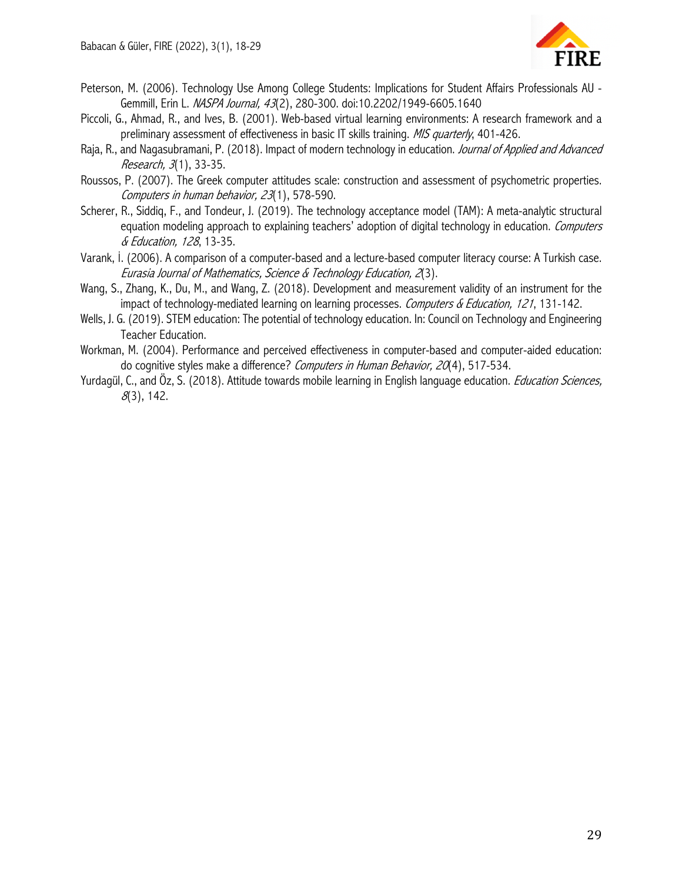Peterson, M. (2006). Technology Use Among College Students: Implications for Student Affairs Professionals AU - Gemmill, Erin L. *NASPA Journal, 43*(2), 280-300. doi:10.2202/1949-6605.1640

Piccoli, G., Ahmad, R., and Ives, B. (2001). Web-based virtual learning environments: A research framework and a preliminary assessment of effectiveness in basic IT skills training. *MIS quarterly*, 401-426.

Raja, R., and Nagasubramani, P. (2018). Impact of modern technology in education. *Journal of Applied and Advanced Research, 3*(1), 33-35.

Roussos, P. (2007). The Greek computer attitudes scale: construction and assessment of psychometric properties. *Computers in human behavior, 23*(1), 578-590.

Scherer, R., Siddiq, F., and Tondeur, J. (2019). The technology acceptance model (TAM): A meta-analytic structural equation modeling approach to explaining teachers' adoption of digital technology in education. *Computers & Education, 128*, 13-35.

Varank, İ. (2006). A comparison of a computer-based and a lecture-based computer literacy course: A Turkish case. *Eurasia Journal of Mathematics, Science & Technology Education, 2*(3).

Wang, S., Zhang, K., Du, M., and Wang, Z. (2018). Development and measurement validity of an instrument for the impact of technology-mediated learning on learning processes. *Computers & Education, 121*, 131-142.

Wells, J. G. (2019). STEM education: The potential of technology education. In: Council on Technology and Engineering Teacher Education.

Workman, M. (2004). Performance and perceived effectiveness in computer-based and computer-aided education: do cognitive styles make a difference? *Computers in Human Behavior, 20*(4), 517-534.

Yurdagül, C., and Öz, S. (2018). Attitude towards mobile learning in English language education. *Education Sciences, 8*(3), 142.